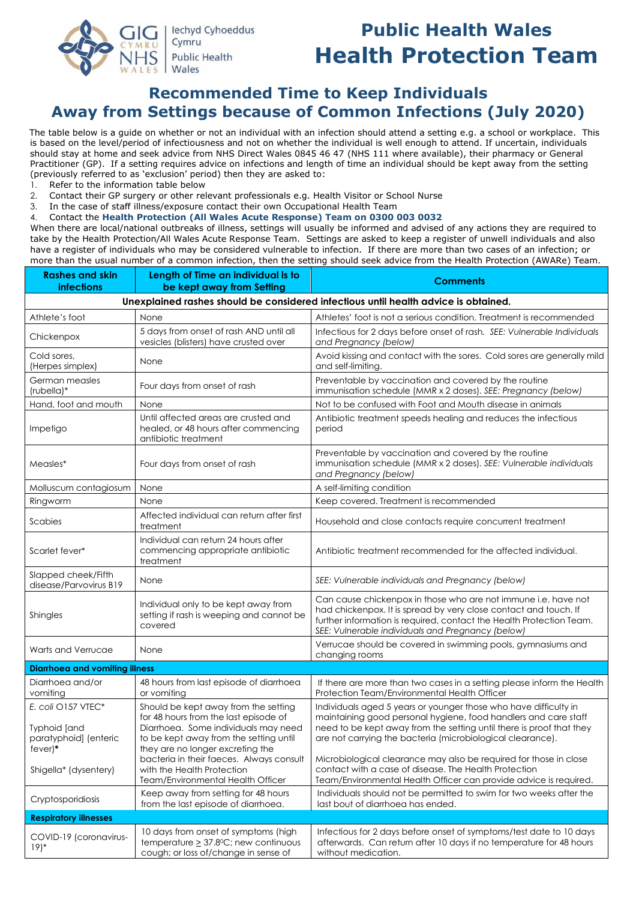# Public Health Wales Health Protection Team

## Recommended Time to Keep Individuals Away from Settings because of Common Infections (July 2020)

The table below is a guide on whether or not an individual with an infection should attend a setting e.g. a school or workplace. This is based on the level/period of infectiousness and not on whether the individual is well enough to attend. If uncertain, individuals should stay at home and seek advice from NHS Direct Wales 0845 46 47 (NHS 111 where available), their pharmacy or General Practitioner (GP). If a setting requires advice on infections and length of time an individual should be kept away from the setting (previously referred to as 'exclusion' period) then they are asked to:

1. Refer to the information table below
2. Contact their GP surgery or other relevant professionals e.g. Health Visitor or School Nurse
3. In the case of staff illness/exposure contact their own Occupational Health Team
4. Contact the **Health Protection (All Wales Acute Response) Team on 0300 003 0032**

When there are local/national outbreaks of illness, settings will usually be informed and advised of any actions they are required to take by the Health Protection/All Wales Acute Response Team. Settings are asked to keep a register of unwell individuals and also have a register of individuals who may be considered vulnerable to infection. If there are more than two cases of an infection; or more than the usual number of a common infection, then the setting should seek advice from the Health Protection (AWARe) Team.

| Rashes and skin infections | Length of Time an individual is to be kept away from Setting | Comments |
|---|---|---|
| **Unexplained rashes should be considered infectious until health advice is obtained.** | | |
| Athlete's foot | None | Athletes' foot is not a serious condition. Treatment is recommended |
| Chickenpox | 5 days from onset of rash AND until all vesicles (blisters) have crusted over | Infectious for 2 days before onset of rash. *SEE: Vulnerable Individuals and Pregnancy (below)* |
| Cold sores, (Herpes simplex) | None | Avoid kissing and contact with the sores. Cold sores are generally mild and self-limiting. |
| German measles (rubella)* | Four days from onset of rash | Preventable by vaccination and covered by the routine immunisation schedule (MMR x 2 doses). *SEE: Pregnancy (below)* |
| Hand, foot and mouth | None | Not to be confused with Foot and Mouth disease in animals |
| Impetigo | Until affected areas are crusted and healed, or 48 hours after commencing antibiotic treatment | Antibiotic treatment speeds healing and reduces the infectious period |
| Measles* | Four days from onset of rash | Preventable by vaccination and covered by the routine immunisation schedule (MMR x 2 doses). *SEE: Vulnerable individuals and Pregnancy (below)* |
| Molluscum contagiosum | None | A self-limiting condition |
| Ringworm | None | Keep covered. Treatment is recommended |
| Scabies | Affected individual can return after first treatment | Household and close contacts require concurrent treatment |
| Scarlet fever* | Individual can return 24 hours after commencing appropriate antibiotic treatment | Antibiotic treatment recommended for the affected individual. |
| Slapped cheek/Fifth disease/Parvovirus B19 | None | *SEE: Vulnerable individuals and Pregnancy (below)* |
| Shingles | Individual only to be kept away from setting if rash is weeping and cannot be covered | Can cause chickenpox in those who are not immune i.e. have not had chickenpox. It is spread by very close contact and touch. If further information is required, contact the Health Protection Team. *SEE: Vulnerable individuals and Pregnancy (below)* |
| Warts and Verrucae | None | Verrucae should be covered in swimming pools, gymnasiums and changing rooms |
| **Diarrhoea and vomiting illness** | | |
| Diarrhoea and/or vomiting | 48 hours from last episode of diarrhoea or vomiting | If there are more than two cases in a setting please inform the Health Protection Team/Environmental Health Officer |
| *E. coli* O157 VTEC*<br><br>Typhoid [and paratyphoid] (enteric fever)*<br><br>Shigella* (dysentery) | Should be kept away from the setting for 48 hours from the last episode of Diarrhoea. Some individuals may need to be kept away from the setting until they are no longer excreting the bacteria in their faeces. Always consult with the Health Protection Team/Environmental Health Officer | Individuals aged 5 years or younger those who have difficulty in maintaining good personal hygiene, food handlers and care staff need to be kept away from the setting until there is proof that they are not carrying the bacteria (microbiological clearance).<br><br>Microbiological clearance may also be required for those in close contact with a case of disease. The Health Protection Team/Environmental Health Officer can provide advice is required. |
| Cryptosporidiosis | Keep away from setting for 48 hours from the last episode of diarrhoea. | Individuals should not be permitted to swim for two weeks after the last bout of diarrhoea has ended. |
| **Respiratory illnesses** | | |
| COVID-19 (coronavirus-19)* | 10 days from onset of symptoms (high temperature ≥ 37.8°C; new continuous cough; or loss of/change in sense of | Infectious for 2 days before onset of symptoms/test date to 10 days afterwards. Can return after 10 days if no temperature for 48 hours without medication. |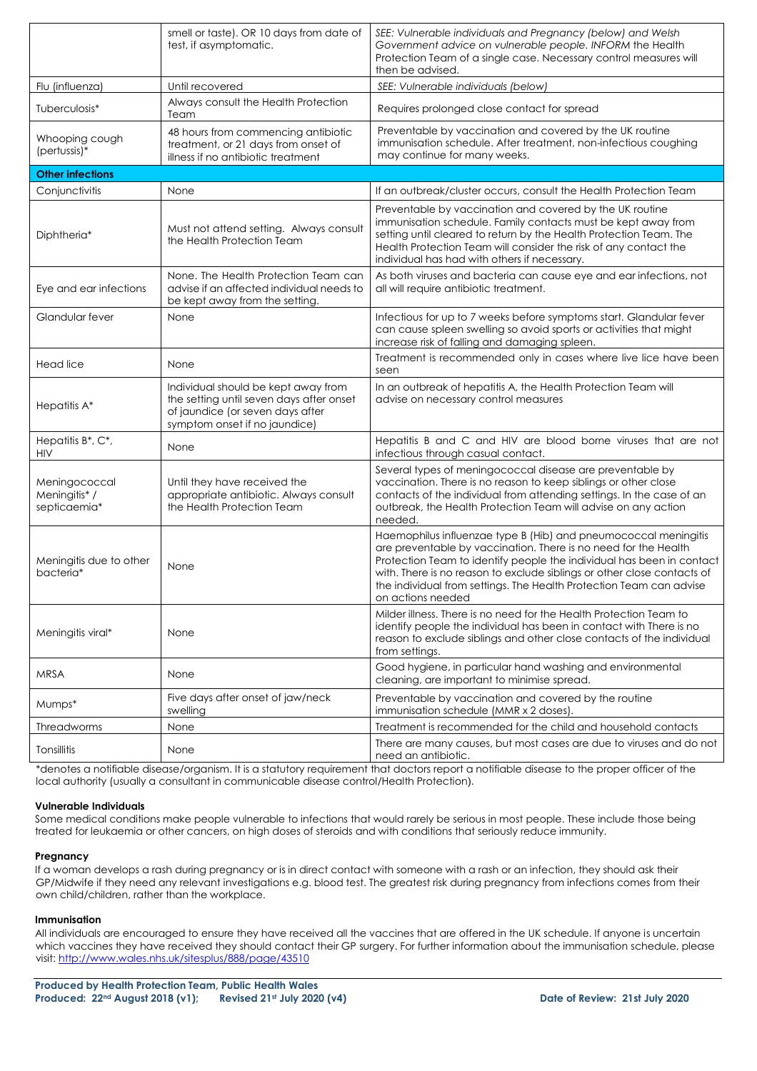| | | |
|---|---|---|
| | smell or taste). OR 10 days from date of test, if asymptomatic. | *SEE: Vulnerable individuals and Pregnancy (below) and Welsh Government advice on vulnerable people. INFORM the Health Protection Team of a single case. Necessary control measures will then be advised.* |
| Flu (influenza) | Until recovered | *SEE: Vulnerable individuals (below)* |
| Tuberculosis* | Always consult the Health Protection Team | Requires prolonged close contact for spread |
| Whooping cough (pertussis)* | 48 hours from commencing antibiotic treatment, or 21 days from onset of illness if no antibiotic treatment | Preventable by vaccination and covered by the UK routine immunisation schedule. After treatment, non-infectious coughing may continue for many weeks. |
| **Other infections** | | |
| Conjunctivitis | None | If an outbreak/cluster occurs, consult the Health Protection Team |
| Diphtheria* | Must not attend setting. Always consult the Health Protection Team | Preventable by vaccination and covered by the UK routine immunisation schedule. Family contacts must be kept away from setting until cleared to return by the Health Protection Team. The Health Protection Team will consider the risk of any contact the individual has had with others if necessary. |
| Eye and ear infections | None. The Health Protection Team can advise if an affected individual needs to be kept away from the setting. | As both viruses and bacteria can cause eye and ear infections, not all will require antibiotic treatment. |
| Glandular fever | None | Infectious for up to 7 weeks before symptoms start. Glandular fever can cause spleen swelling so avoid sports or activities that might increase risk of falling and damaging spleen. |
| Head lice | None | Treatment is recommended only in cases where live lice have been seen |
| Hepatitis A* | Individual should be kept away from the setting until seven days after onset of jaundice (or seven days after symptom onset if no jaundice) | In an outbreak of hepatitis A, the Health Protection Team will advise on necessary control measures |
| Hepatitis B*, C*, HIV | None | Hepatitis B and C and HIV are blood borne viruses that are not infectious through casual contact. |
| Meningococcal Meningitis* / septicaemia* | Until they have received the appropriate antibiotic. Always consult the Health Protection Team | Several types of meningococcal disease are preventable by vaccination. There is no reason to keep siblings or other close contacts of the individual from attending settings. In the case of an outbreak, the Health Protection Team will advise on any action needed. |
| Meningitis due to other bacteria* | None | Haemophilus influenzae type B (Hib) and pneumococcal meningitis are preventable by vaccination. There is no need for the Health Protection Team to identify people the individual has been in contact with. There is no reason to exclude siblings or other close contacts of the individual from settings. The Health Protection Team can advise on actions needed |
| Meningitis viral* | None | Milder illness. There is no need for the Health Protection Team to identify people the individual has been in contact with There is no reason to exclude siblings and other close contacts of the individual from settings. |
| MRSA | None | Good hygiene, in particular hand washing and environmental cleaning, are important to minimise spread. |
| Mumps* | Five days after onset of jaw/neck swelling | Preventable by vaccination and covered by the routine immunisation schedule (MMR x 2 doses). |
| Threadworms | None | Treatment is recommended for the child and household contacts |
| Tonsillitis | None | There are many causes, but most cases are due to viruses and do not need an antibiotic. |

*denotes a notifiable disease/organism. It is a statutory requirement that doctors report a notifiable disease to the proper officer of the local authority (usually a consultant in communicable disease control/Health Protection).

**Vulnerable Individuals**

Some medical conditions make people vulnerable to infections that would rarely be serious in most people. These include those being treated for leukaemia or other cancers, on high doses of steroids and with conditions that seriously reduce immunity.

**Pregnancy**

If a woman develops a rash during pregnancy or is in direct contact with someone with a rash or an infection, they should ask their GP/Midwife if they need any relevant investigations e.g. blood test. The greatest risk during pregnancy from infections comes from their own child/children, rather than the workplace.

**Immunisation**

All individuals are encouraged to ensure they have received all the vaccines that are offered in the UK schedule. If anyone is uncertain which vaccines they have received they should contact their GP surgery. For further information about the immunisation schedule, please visit: http://www.wales.nhs.uk/sitesplus/888/page/43510

**Produced by Health Protection Team, Public Health Wales**
**Produced: 22nd August 2018 (v1); Revised 21st July 2020 (v4) Date of Review: 21st July 2020**